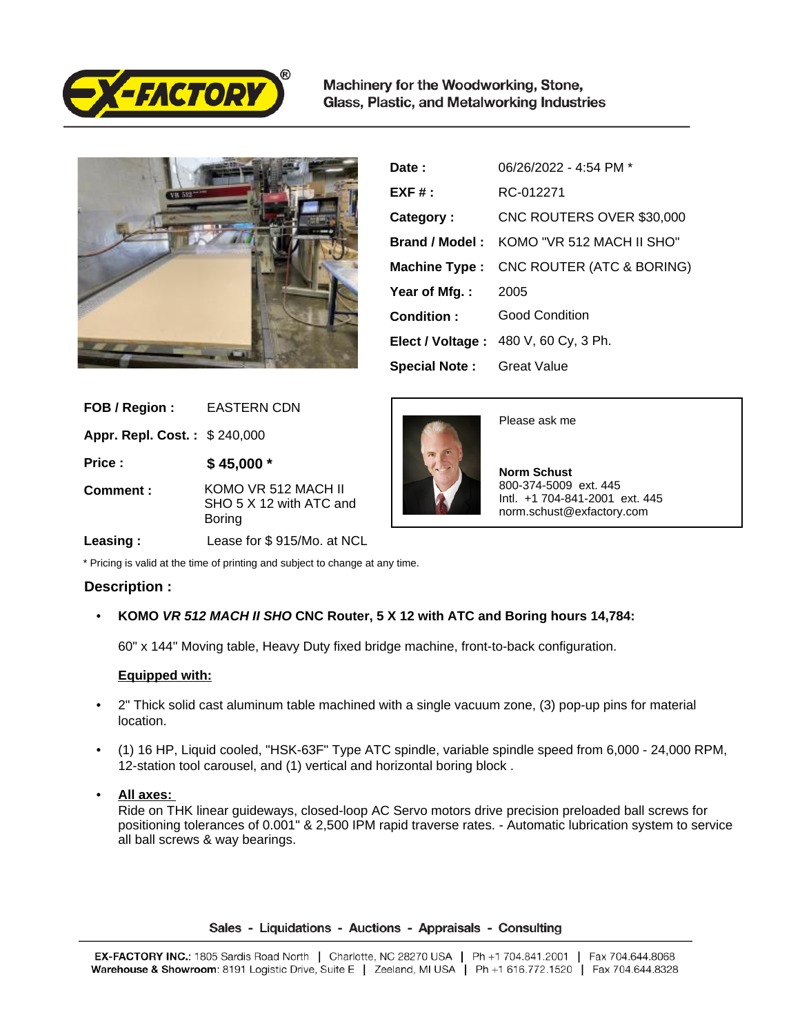Machinery for the Woodworking, Stone, Glass, Plastic, and Metalworking Industries

| | |
|---|---|
| **Date :** | 06/26/2022 - 4:54 PM * |
| **EXF # :** | RC-012271 |
| **Category :** | CNC ROUTERS OVER $30,000 |
| **Brand / Model :** | KOMO "VR 512 MACH II SHO" |
| **Machine Type :** | CNC ROUTER (ATC & BORING) |
| **Year of Mfg. :** | 2005 |
| **Condition :** | Good Condition |
| **Elect / Voltage :** | 480 V, 60 Cy, 3 Ph. |
| **Special Note :** | Great Value |

| | |
|---|---|
| **FOB / Region :** | EASTERN CDN |
| **Appr. Repl. Cost. :** | $ 240,000 |
| **Price :** | **$ 45,000 *** |
| **Comment :** | KOMO VR 512 MACH II SHO 5 X 12 with ATC and Boring |
| **Leasing :** | Lease for $ 915/Mo. at NCL |

Please ask me

**Norm Schust**
800-374-5009 ext. 445
Intl. +1 704-841-2001 ext. 445
norm.schust@exfactory.com

* Pricing is valid at the time of printing and subject to change at any time.

### Description :

- **KOMO *VR 512 MACH II SHO* CNC Router, 5 X 12 with ATC and Boring hours 14,784:**

  60" x 144" Moving table, Heavy Duty fixed bridge machine, front-to-back configuration.

  **Equipped with:**

- 2" Thick solid cast aluminum table machined with a single vacuum zone, (3) pop-up pins for material location.

- (1) 16 HP, Liquid cooled, "HSK-63F" Type ATC spindle, variable spindle speed from 6,000 - 24,000 RPM, 12-station tool carousel, and (1) vertical and horizontal boring block .

- **All axes:**
  Ride on THK linear guideways, closed-loop AC Servo motors drive precision preloaded ball screws for positioning tolerances of 0.001" & 2,500 IPM rapid traverse rates. - Automatic lubrication system to service all ball screws & way bearings.

Sales - Liquidations - Auctions - Appraisals - Consulting

**EX-FACTORY INC.**: 1805 Sardis Road North | Charlotte, NC 28270 USA | Ph +1 704.841.2001 | Fax 704.644.8068
**Warehouse & Showroom**: 8191 Logistic Drive, Suite E | Zeeland, MI USA | Ph +1 616.772.1520 | Fax 704.644.8328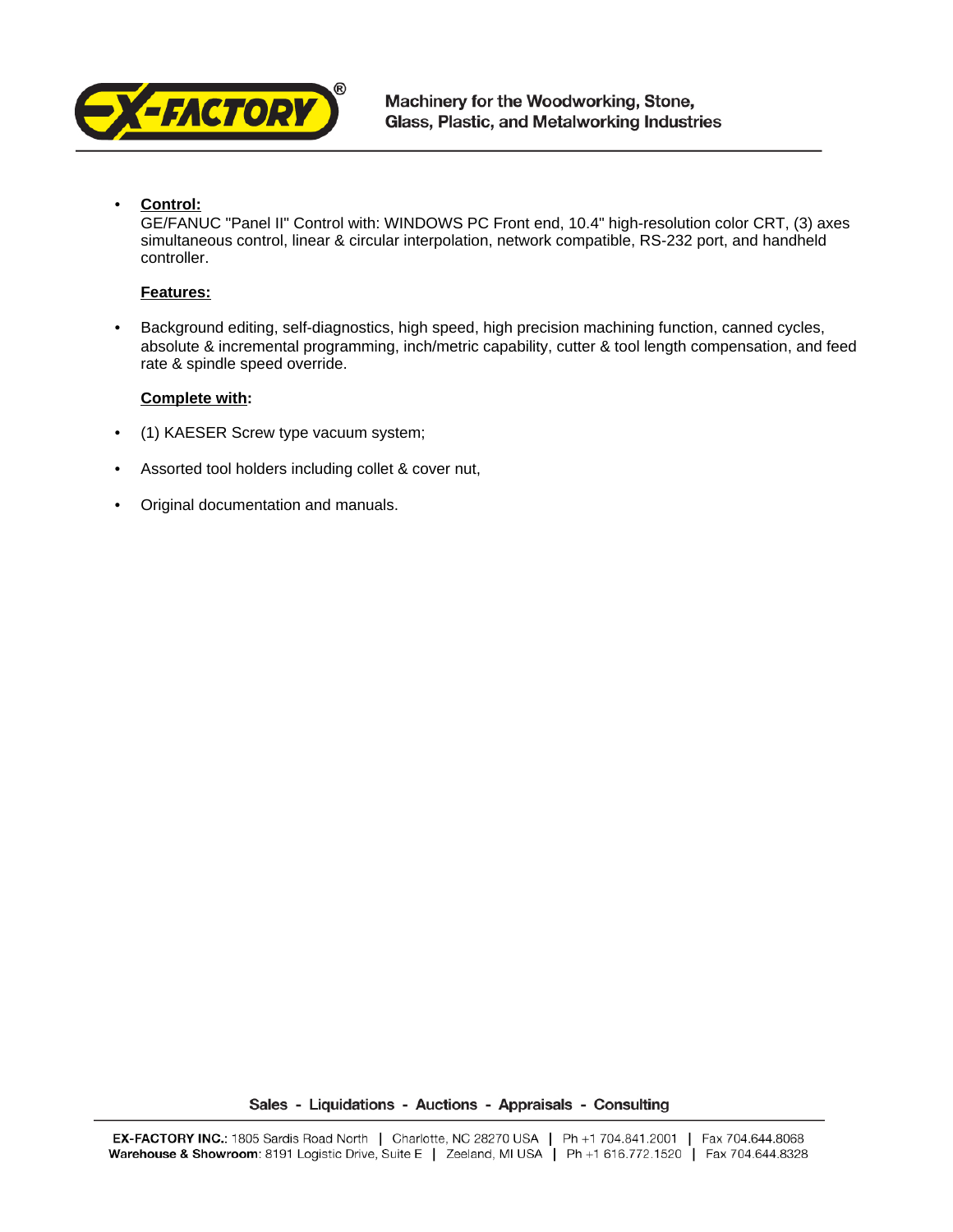- **<u>Control:</u>**
  GE/FANUC "Panel II" Control with: WINDOWS PC Front end, 10.4" high-resolution color CRT, (3) axes simultaneous control, linear & circular interpolation, network compatible, RS-232 port, and handheld controller.

  **<u>Features:</u>**

- Background editing, self-diagnostics, high speed, high precision machining function, canned cycles, absolute & incremental programming, inch/metric capability, cutter & tool length compensation, and feed rate & spindle speed override.

  **<u>Complete with</u>:**

- (1) KAESER Screw type vacuum system;
- Assorted tool holders including collet & cover nut,
- Original documentation and manuals.